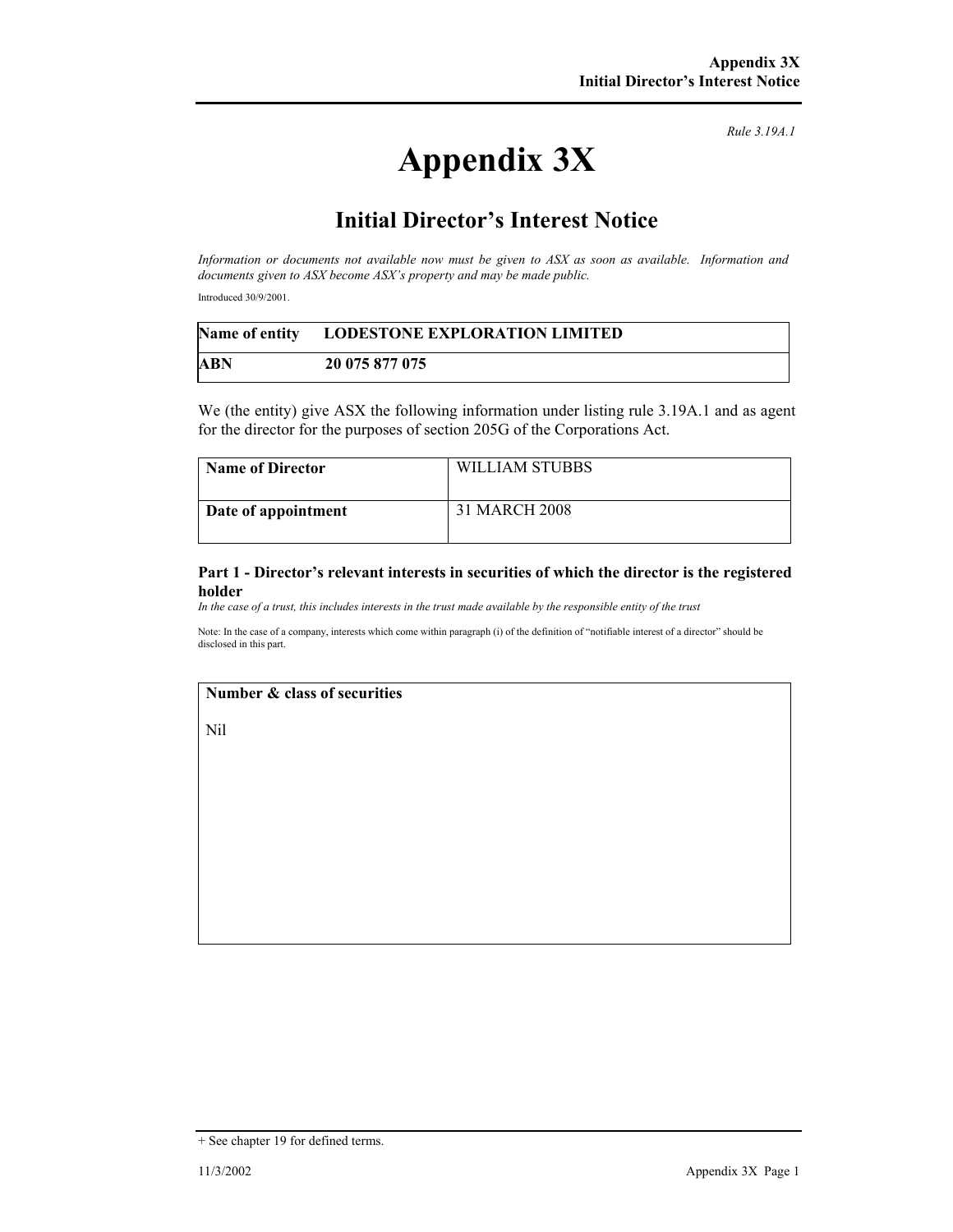*Rule 3.19A.1*

# Appendix 3X

## Initial Director's Interest Notice

*Information or documents not available now must be given to ASX as soon as available. Information and documents given to ASX become ASX's property and may be made public.*

Introduced 30/9/2001.

| **Name of entity** | **LODESTONE EXPLORATION LIMITED** |
|---|---|
| **ABN** | **20 075 877 075** |

We (the entity) give ASX the following information under listing rule 3.19A.1 and as agent for the director for the purposes of section 205G of the Corporations Act.

| **Name of Director** | WILLIAM STUBBS |
|---|---|
| **Date of appointment** | 31 MARCH 2008 |

### Part 1 - Director's relevant interests in securities of which the director is the registered holder

*In the case of a trust, this includes interests in the trust made available by the responsible entity of the trust*

Note: In the case of a company, interests which come within paragraph (i) of the definition of "notifiable interest of a director" should be disclosed in this part.

| **Number & class of securities** |
|---|
| Nil |

+ See chapter 19 for defined terms.

11/3/2002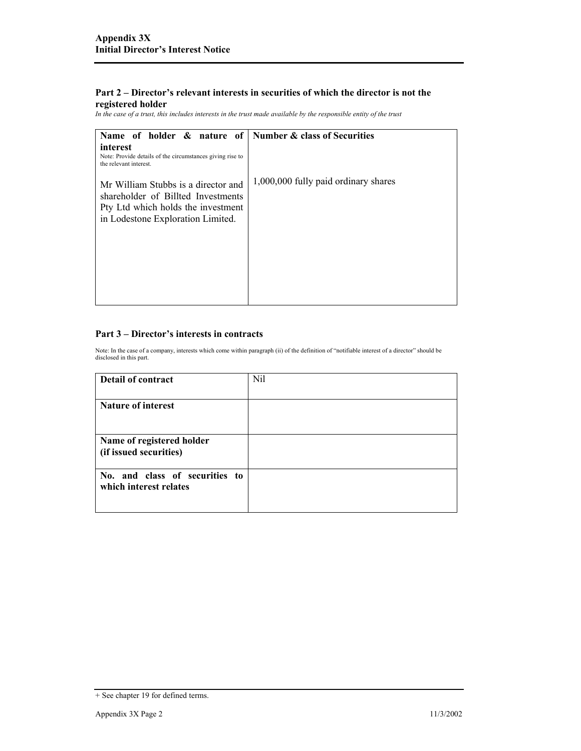## Part 2 – Director's relevant interests in securities of which the director is not the registered holder

*In the case of a trust, this includes interests in the trust made available by the responsible entity of the trust*

| **Name of holder & nature of interest**<br>Note: Provide details of the circumstances giving rise to the relevant interest. | **Number & class of Securities** |
|---|---|
| Mr William Stubbs is a director and shareholder of Billted Investments Pty Ltd which holds the investment in Lodestone Exploration Limited. | 1,000,000 fully paid ordinary shares |

## Part 3 – Director's interests in contracts

Note: In the case of a company, interests which come within paragraph (ii) of the definition of "notifiable interest of a director" should be disclosed in this part.

| | |
|---|---|
| **Detail of contract** | Nil |
| **Nature of interest** | |
| **Name of registered holder (if issued securities)** | |
| **No. and class of securities to which interest relates** | |

+ See chapter 19 for defined terms.